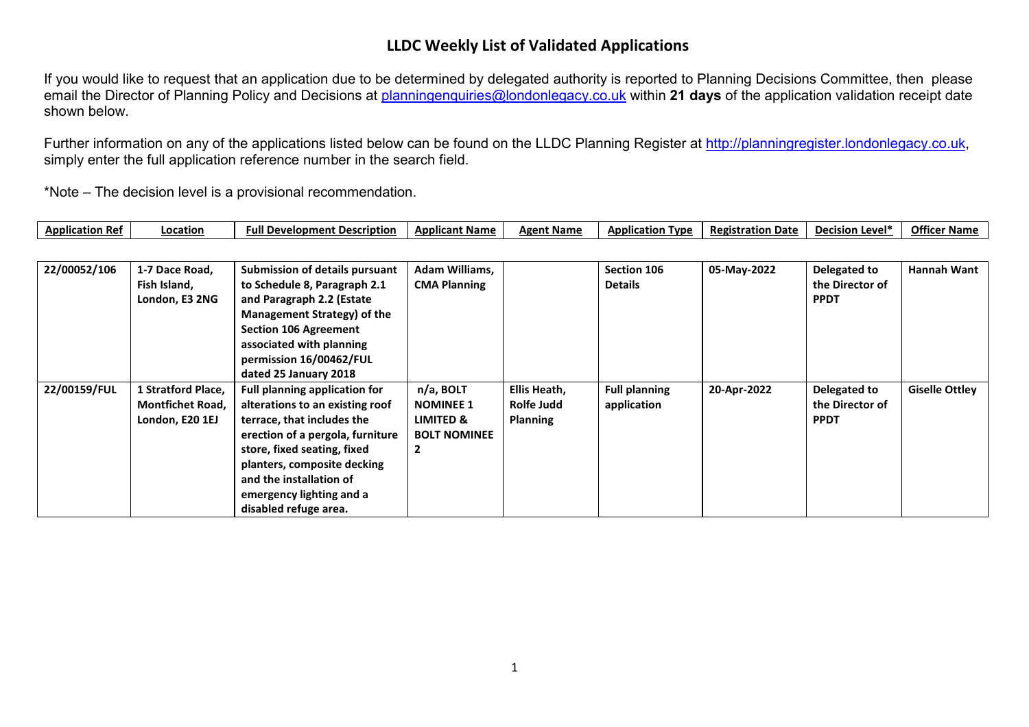# LLDC Weekly List of Validated Applications

If you would like to request that an application due to be determined by delegated authority is reported to Planning Decisions Committee, then please email the Director of Planning Policy and Decisions at planningenquiries@londonlegacy.co.uk within **21 days** of the application validation receipt date shown below.

Further information on any of the applications listed below can be found on the LLDC Planning Register at http://planningregister.londonlegacy.co.uk, simply enter the full application reference number in the search field.

*Note – The decision level is a provisional recommendation.

| Application Ref | Location | Full Development Description | Applicant Name | Agent Name | Application Type | Registration Date | Decision Level* | Officer Name |
|---|---|---|---|---|---|---|---|---|
| **22/00052/106** | **1-7 Dace Road, Fish Island, London, E3 2NG** | **Submission of details pursuant to Schedule 8, Paragraph 2.1 and Paragraph 2.2 (Estate Management Strategy) of the Section 106 Agreement associated with planning permission 16/00462/FUL dated 25 January 2018** | **Adam Williams, CMA Planning** | | **Section 106 Details** | **05-May-2022** | **Delegated to the Director of PPDT** | **Hannah Want** |
| **22/00159/FUL** | **1 Stratford Place, Montfichet Road, London, E20 1EJ** | **Full planning application for alterations to an existing roof terrace, that includes the erection of a pergola, furniture store, fixed seating, fixed planters, composite decking and the installation of emergency lighting and a disabled refuge area.** | **n/a, BOLT NOMINEE 1 LIMITED & BOLT NOMINEE 2** | **Ellis Heath, Rolfe Judd Planning** | **Full planning application** | **20-Apr-2022** | **Delegated to the Director of PPDT** | **Giselle Ottley** |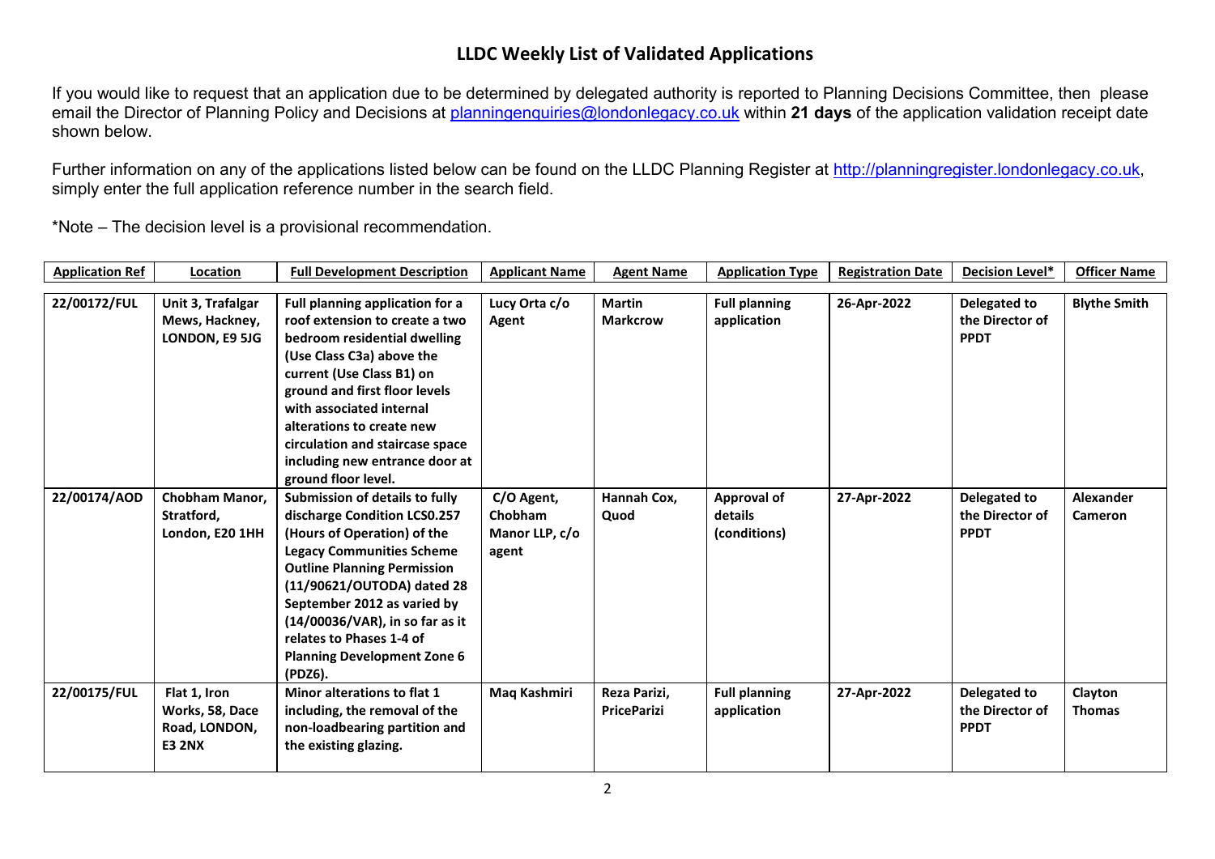## LLDC Weekly List of Validated Applications

If you would like to request that an application due to be determined by delegated authority is reported to Planning Decisions Committee, then please email the Director of Planning Policy and Decisions at planningenquiries@londonlegacy.co.uk within **21 days** of the application validation receipt date shown below.

Further information on any of the applications listed below can be found on the LLDC Planning Register at http://planningregister.londonlegacy.co.uk, simply enter the full application reference number in the search field.

*Note – The decision level is a provisional recommendation.

| Application Ref | Location | Full Development Description | Applicant Name | Agent Name | Application Type | Registration Date | Decision Level* | Officer Name |
|---|---|---|---|---|---|---|---|---|
| 22/00172/FUL | Unit 3, Trafalgar Mews, Hackney, LONDON, E9 5JG | Full planning application for a roof extension to create a two bedroom residential dwelling (Use Class C3a) above the current (Use Class B1) on ground and first floor levels with associated internal alterations to create new circulation and staircase space including new entrance door at ground floor level. | Lucy Orta c/o Agent | Martin Markcrow | Full planning application | 26-Apr-2022 | Delegated to the Director of PPDT | Blythe Smith |
| 22/00174/AOD | Chobham Manor, Stratford, London, E20 1HH | Submission of details to fully discharge Condition LCS0.257 (Hours of Operation) of the Legacy Communities Scheme Outline Planning Permission (11/90621/OUTODA) dated 28 September 2012 as varied by (14/00036/VAR), in so far as it relates to Phases 1-4 of Planning Development Zone 6 (PDZ6). | C/O Agent, Chobham Manor LLP, c/o agent | Hannah Cox, Quod | Approval of details (conditions) | 27-Apr-2022 | Delegated to the Director of PPDT | Alexander Cameron |
| 22/00175/FUL | Flat 1, Iron Works, 58, Dace Road, LONDON, E3 2NX | Minor alterations to flat 1 including, the removal of the non-loadbearing partition and the existing glazing. | Maq Kashmiri | Reza Parizi, PriceParizi | Full planning application | 27-Apr-2022 | Delegated to the Director of PPDT | Clayton Thomas |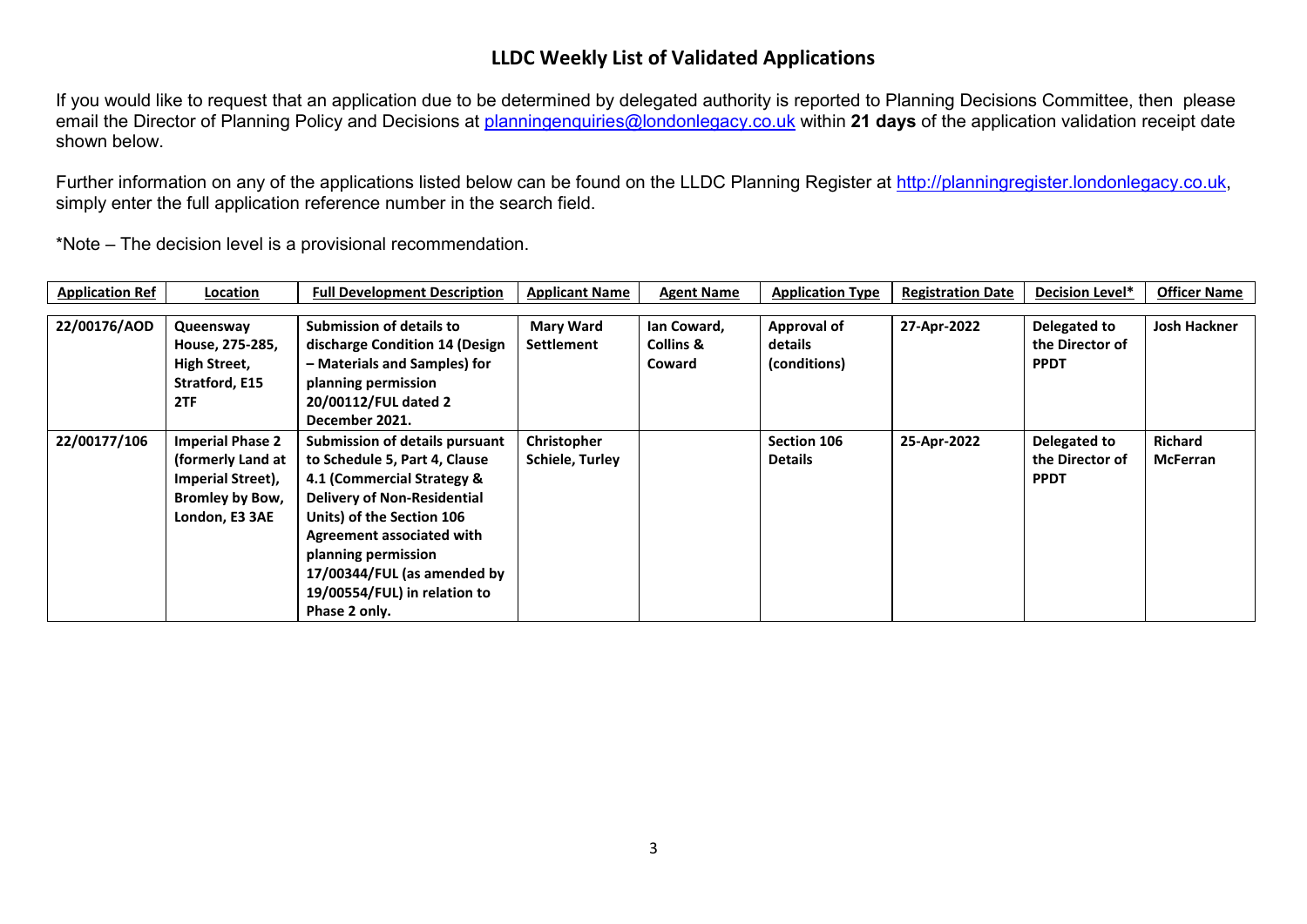# LLDC Weekly List of Validated Applications

If you would like to request that an application due to be determined by delegated authority is reported to Planning Decisions Committee, then please email the Director of Planning Policy and Decisions at planningenquiries@londonlegacy.co.uk within **21 days** of the application validation receipt date shown below.

Further information on any of the applications listed below can be found on the LLDC Planning Register at http://planningregister.londonlegacy.co.uk, simply enter the full application reference number in the search field.

*Note – The decision level is a provisional recommendation.

| Application Ref | Location | Full Development Description | Applicant Name | Agent Name | Application Type | Registration Date | Decision Level* | Officer Name |
|---|---|---|---|---|---|---|---|---|
| **22/00176/AOD** | **Queensway House, 275-285, High Street, Stratford, E15 2TF** | **Submission of details to discharge Condition 14 (Design – Materials and Samples) for planning permission 20/00112/FUL dated 2 December 2021.** | **Mary Ward Settlement** | **Ian Coward, Collins & Coward** | **Approval of details (conditions)** | **27-Apr-2022** | **Delegated to the Director of PPDT** | **Josh Hackner** |
| **22/00177/106** | **Imperial Phase 2 (formerly Land at Imperial Street), Bromley by Bow, London, E3 3AE** | **Submission of details pursuant to Schedule 5, Part 4, Clause 4.1 (Commercial Strategy & Delivery of Non-Residential Units) of the Section 106 Agreement associated with planning permission 17/00344/FUL (as amended by 19/00554/FUL) in relation to Phase 2 only.** | **Christopher Schiele, Turley** | | **Section 106 Details** | **25-Apr-2022** | **Delegated to the Director of PPDT** | **Richard McFerran** |